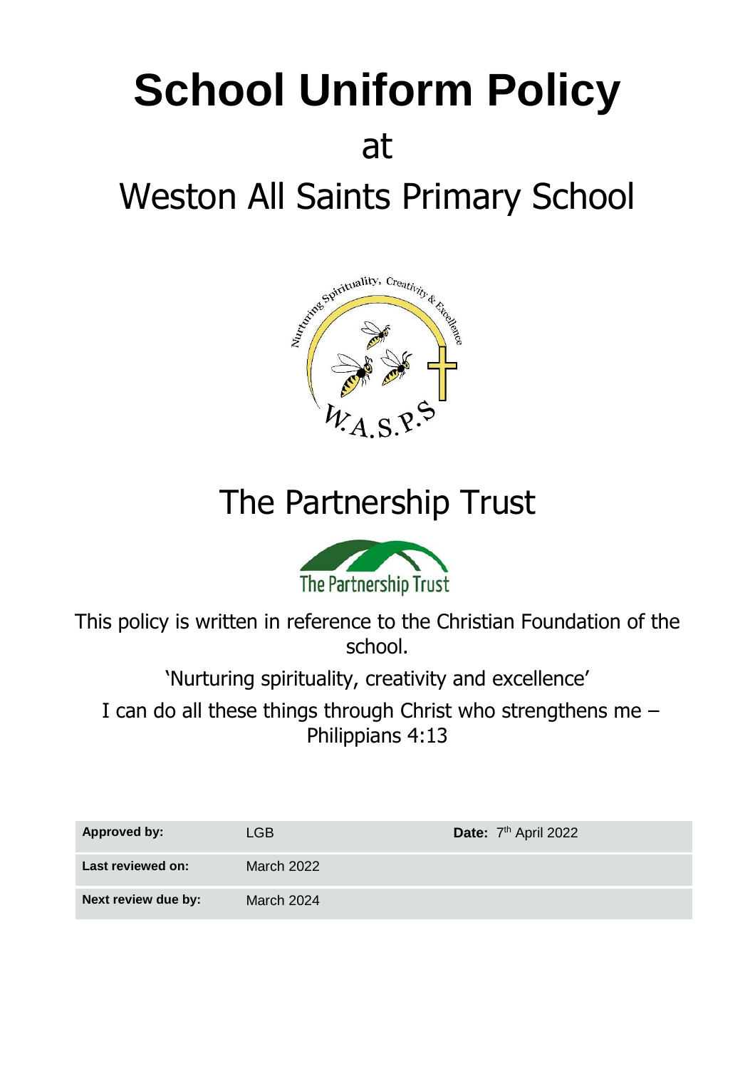# School Uniform Policy

at

Weston All Saints Primary School

The Partnership Trust

This policy is written in reference to the Christian Foundation of the school.

'Nurturing spirituality, creativity and excellence'

I can do all these things through Christ who strengthens me – Philippians 4:13

| **Approved by:** | LGB | **Date:** 7th April 2022 |
|---|---|---|
| **Last reviewed on:** | March 2022 | |
| **Next review due by:** | March 2024 | |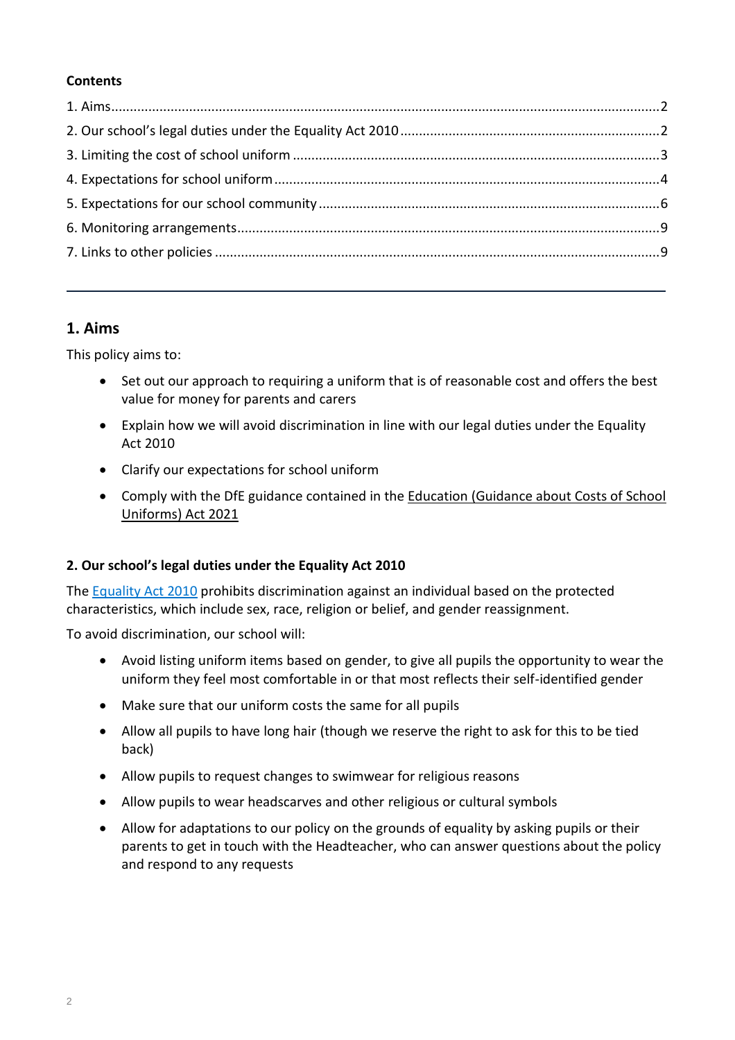**Contents**

1. Aims .......... 2
2. Our school's legal duties under the Equality Act 2010 .......... 2
3. Limiting the cost of school uniform .......... 3
4. Expectations for school uniform .......... 4
5. Expectations for our school community .......... 6
6. Monitoring arrangements .......... 9
7. Links to other policies .......... 9

---

## 1. Aims

This policy aims to:

- Set out our approach to requiring a uniform that is of reasonable cost and offers the best value for money for parents and carers
- Explain how we will avoid discrimination in line with our legal duties under the Equality Act 2010
- Clarify our expectations for school uniform
- Comply with the DfE guidance contained in the Education (Guidance about Costs of School Uniforms) Act 2021

### 2. Our school's legal duties under the Equality Act 2010

The Equality Act 2010 prohibits discrimination against an individual based on the protected characteristics, which include sex, race, religion or belief, and gender reassignment.

To avoid discrimination, our school will:

- Avoid listing uniform items based on gender, to give all pupils the opportunity to wear the uniform they feel most comfortable in or that most reflects their self-identified gender
- Make sure that our uniform costs the same for all pupils
- Allow all pupils to have long hair (though we reserve the right to ask for this to be tied back)
- Allow pupils to request changes to swimwear for religious reasons
- Allow pupils to wear headscarves and other religious or cultural symbols
- Allow for adaptations to our policy on the grounds of equality by asking pupils or their parents to get in touch with the Headteacher, who can answer questions about the policy and respond to any requests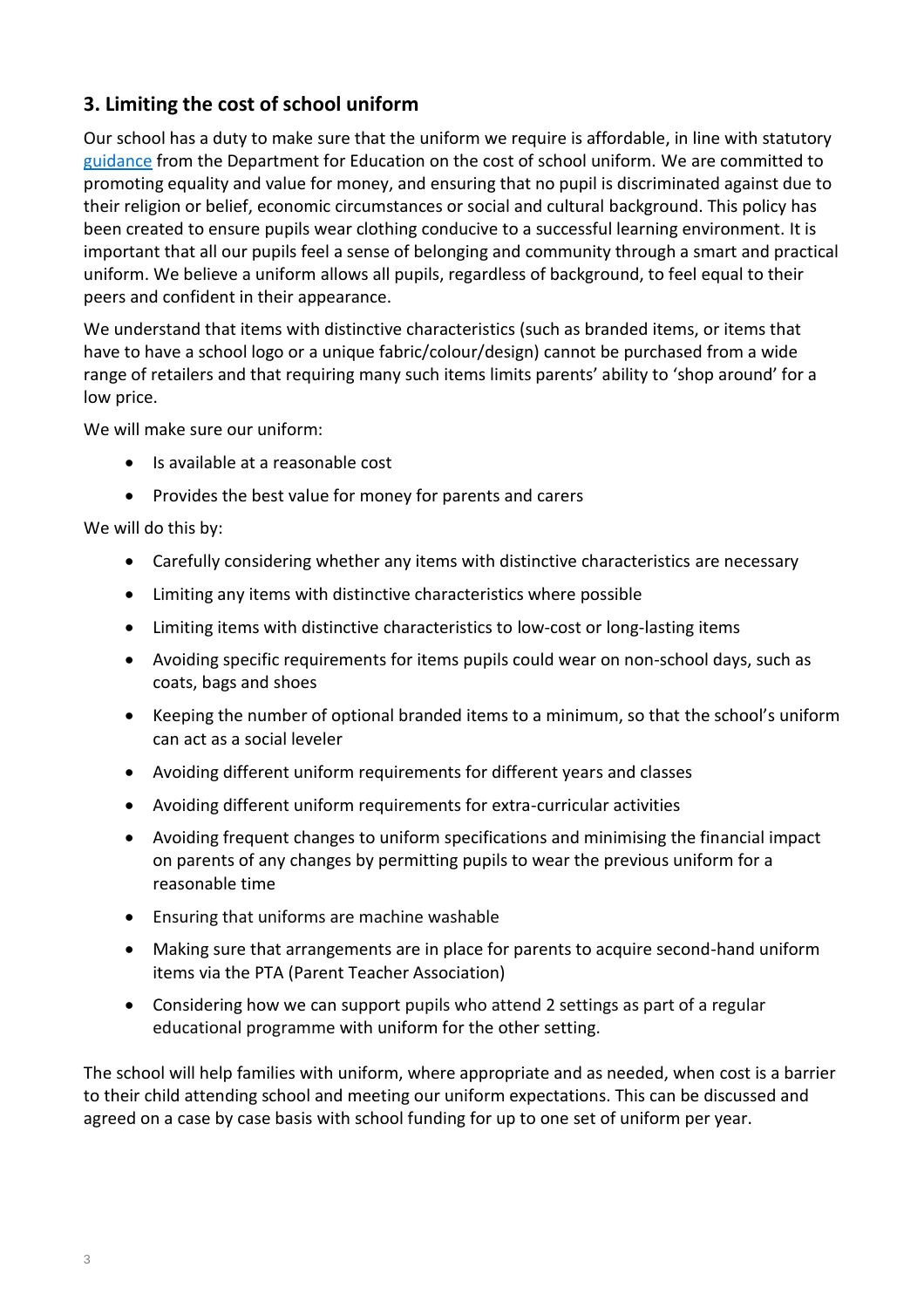## 3. Limiting the cost of school uniform

Our school has a duty to make sure that the uniform we require is affordable, in line with statutory guidance from the Department for Education on the cost of school uniform. We are committed to promoting equality and value for money, and ensuring that no pupil is discriminated against due to their religion or belief, economic circumstances or social and cultural background. This policy has been created to ensure pupils wear clothing conducive to a successful learning environment. It is important that all our pupils feel a sense of belonging and community through a smart and practical uniform. We believe a uniform allows all pupils, regardless of background, to feel equal to their peers and confident in their appearance.

We understand that items with distinctive characteristics (such as branded items, or items that have to have a school logo or a unique fabric/colour/design) cannot be purchased from a wide range of retailers and that requiring many such items limits parents' ability to 'shop around' for a low price.

We will make sure our uniform:

- Is available at a reasonable cost
- Provides the best value for money for parents and carers

We will do this by:

- Carefully considering whether any items with distinctive characteristics are necessary
- Limiting any items with distinctive characteristics where possible
- Limiting items with distinctive characteristics to low-cost or long-lasting items
- Avoiding specific requirements for items pupils could wear on non-school days, such as coats, bags and shoes
- Keeping the number of optional branded items to a minimum, so that the school's uniform can act as a social leveler
- Avoiding different uniform requirements for different years and classes
- Avoiding different uniform requirements for extra-curricular activities
- Avoiding frequent changes to uniform specifications and minimising the financial impact on parents of any changes by permitting pupils to wear the previous uniform for a reasonable time
- Ensuring that uniforms are machine washable
- Making sure that arrangements are in place for parents to acquire second-hand uniform items via the PTA (Parent Teacher Association)
- Considering how we can support pupils who attend 2 settings as part of a regular educational programme with uniform for the other setting.

The school will help families with uniform, where appropriate and as needed, when cost is a barrier to their child attending school and meeting our uniform expectations. This can be discussed and agreed on a case by case basis with school funding for up to one set of uniform per year.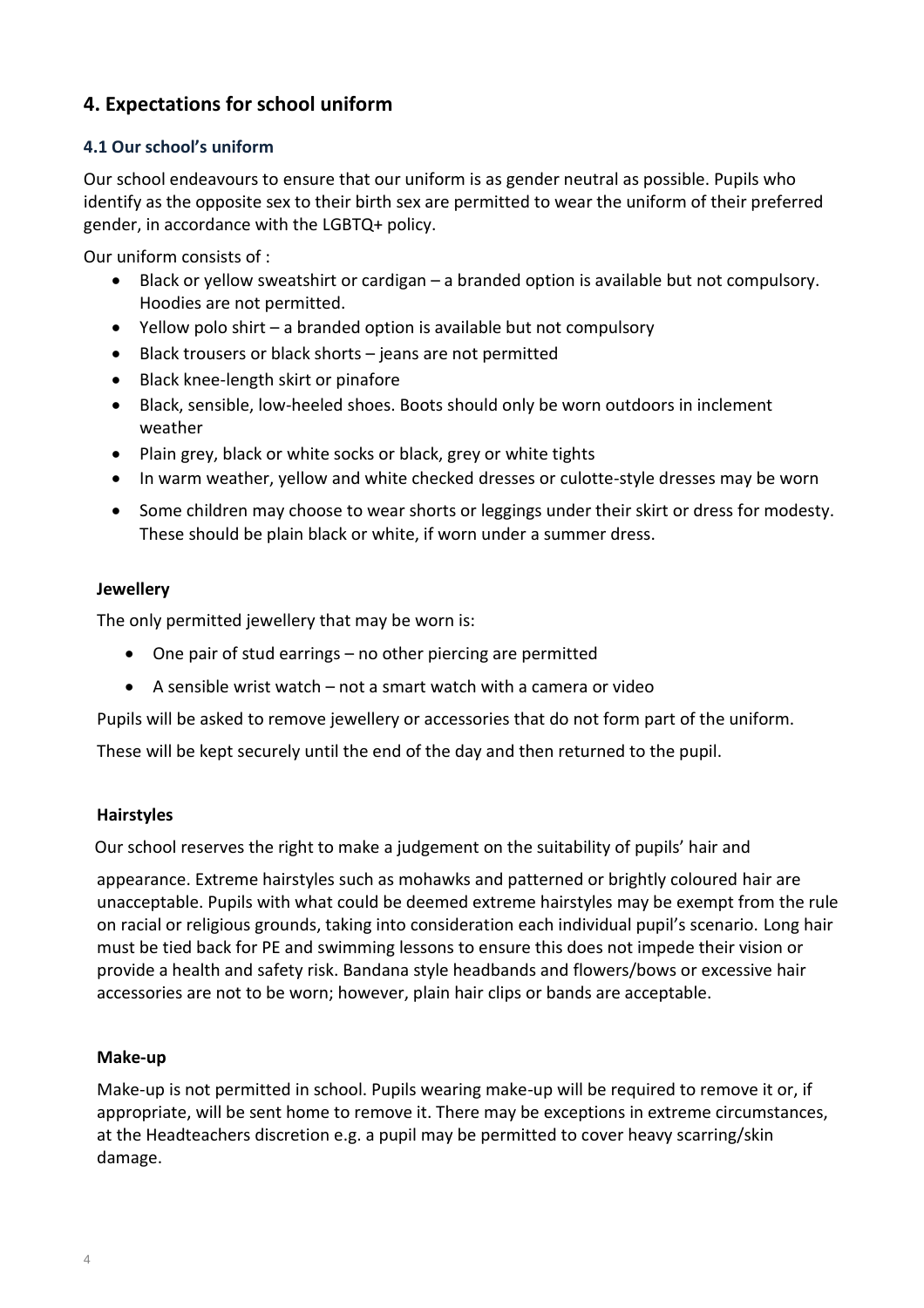## 4. Expectations for school uniform

### 4.1 Our school's uniform

Our school endeavours to ensure that our uniform is as gender neutral as possible. Pupils who identify as the opposite sex to their birth sex are permitted to wear the uniform of their preferred gender, in accordance with the LGBTQ+ policy.

Our uniform consists of :

- Black or yellow sweatshirt or cardigan – a branded option is available but not compulsory. Hoodies are not permitted.
- Yellow polo shirt – a branded option is available but not compulsory
- Black trousers or black shorts – jeans are not permitted
- Black knee-length skirt or pinafore
- Black, sensible, low-heeled shoes. Boots should only be worn outdoors in inclement weather
- Plain grey, black or white socks or black, grey or white tights
- In warm weather, yellow and white checked dresses or culotte-style dresses may be worn
- Some children may choose to wear shorts or leggings under their skirt or dress for modesty. These should be plain black or white, if worn under a summer dress.

**Jewellery**

The only permitted jewellery that may be worn is:

- One pair of stud earrings – no other piercing are permitted
- A sensible wrist watch – not a smart watch with a camera or video

Pupils will be asked to remove jewellery or accessories that do not form part of the uniform.

These will be kept securely until the end of the day and then returned to the pupil.

**Hairstyles**

Our school reserves the right to make a judgement on the suitability of pupils' hair and appearance. Extreme hairstyles such as mohawks and patterned or brightly coloured hair are unacceptable. Pupils with what could be deemed extreme hairstyles may be exempt from the rule on racial or religious grounds, taking into consideration each individual pupil's scenario. Long hair must be tied back for PE and swimming lessons to ensure this does not impede their vision or provide a health and safety risk. Bandana style headbands and flowers/bows or excessive hair accessories are not to be worn; however, plain hair clips or bands are acceptable.

**Make-up**

Make-up is not permitted in school. Pupils wearing make-up will be required to remove it or, if appropriate, will be sent home to remove it. There may be exceptions in extreme circumstances, at the Headteachers discretion e.g. a pupil may be permitted to cover heavy scarring/skin damage.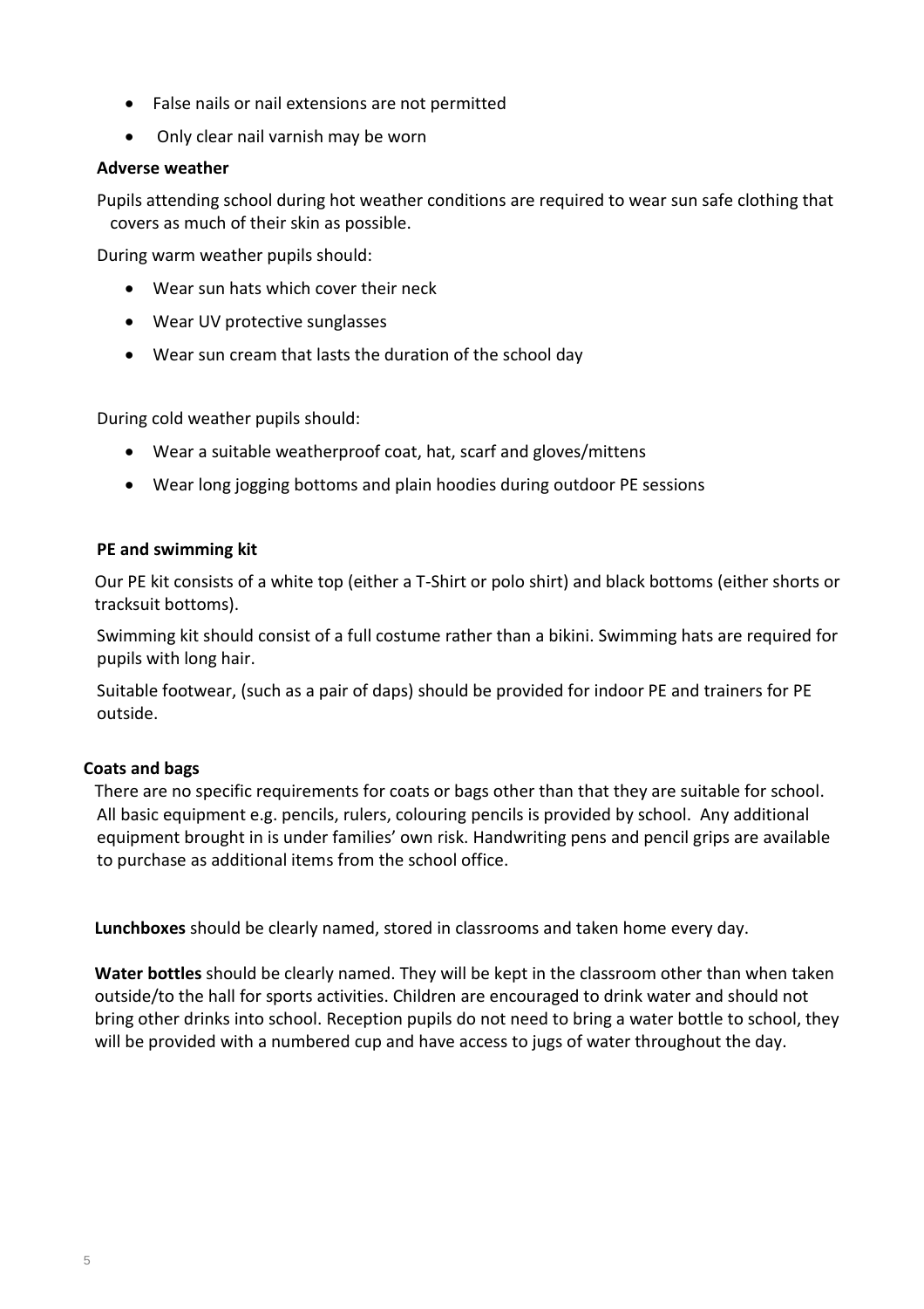- False nails or nail extensions are not permitted
- Only clear nail varnish may be worn

### Adverse weather

Pupils attending school during hot weather conditions are required to wear sun safe clothing that covers as much of their skin as possible.

During warm weather pupils should:

- Wear sun hats which cover their neck
- Wear UV protective sunglasses
- Wear sun cream that lasts the duration of the school day

During cold weather pupils should:

- Wear a suitable weatherproof coat, hat, scarf and gloves/mittens
- Wear long jogging bottoms and plain hoodies during outdoor PE sessions

### PE and swimming kit

Our PE kit consists of a white top (either a T-Shirt or polo shirt) and black bottoms (either shorts or tracksuit bottoms).

Swimming kit should consist of a full costume rather than a bikini. Swimming hats are required for pupils with long hair.

Suitable footwear, (such as a pair of daps) should be provided for indoor PE and trainers for PE outside.

### Coats and bags

There are no specific requirements for coats or bags other than that they are suitable for school. All basic equipment e.g. pencils, rulers, colouring pencils is provided by school. Any additional equipment brought in is under families' own risk. Handwriting pens and pencil grips are available to purchase as additional items from the school office.

**Lunchboxes** should be clearly named, stored in classrooms and taken home every day.

**Water bottles** should be clearly named. They will be kept in the classroom other than when taken outside/to the hall for sports activities. Children are encouraged to drink water and should not bring other drinks into school. Reception pupils do not need to bring a water bottle to school, they will be provided with a numbered cup and have access to jugs of water throughout the day.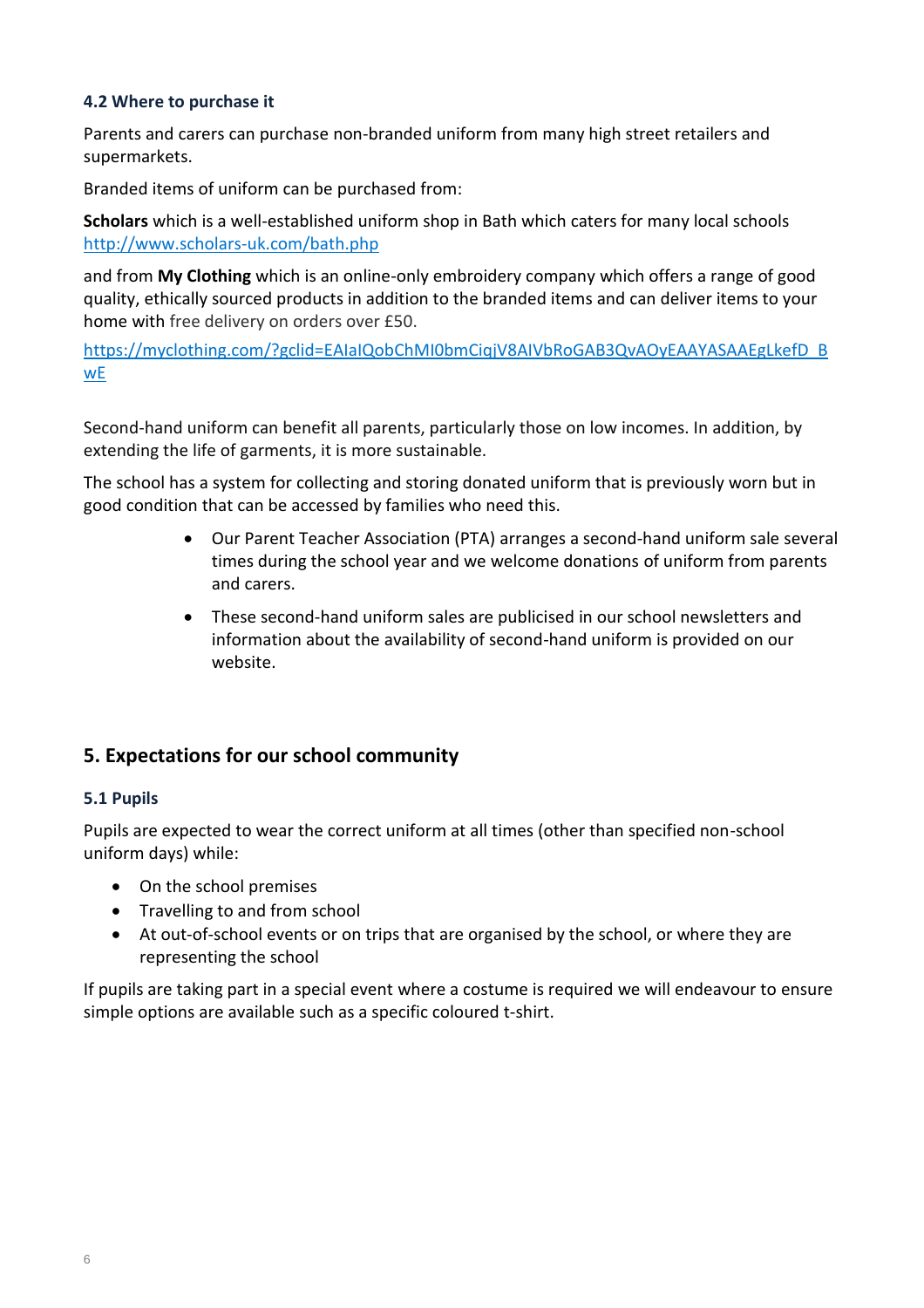### 4.2 Where to purchase it

Parents and carers can purchase non-branded uniform from many high street retailers and supermarkets.

Branded items of uniform can be purchased from:

**Scholars** which is a well-established uniform shop in Bath which caters for many local schools http://www.scholars-uk.com/bath.php

and from **My Clothing** which is an online-only embroidery company which offers a range of good quality, ethically sourced products in addition to the branded items and can deliver items to your home with free delivery on orders over £50.

https://myclothing.com/?gclid=EAIaIQobChMI0bmCiqjV8AIVbRoGAB3QvAOyEAAYASAAEgLkefD_BwE

Second-hand uniform can benefit all parents, particularly those on low incomes. In addition, by extending the life of garments, it is more sustainable.

The school has a system for collecting and storing donated uniform that is previously worn but in good condition that can be accessed by families who need this.

- Our Parent Teacher Association (PTA) arranges a second-hand uniform sale several times during the school year and we welcome donations of uniform from parents and carers.
- These second-hand uniform sales are publicised in our school newsletters and information about the availability of second-hand uniform is provided on our website.

## 5. Expectations for our school community

### 5.1 Pupils

Pupils are expected to wear the correct uniform at all times (other than specified non-school uniform days) while:

- On the school premises
- Travelling to and from school
- At out-of-school events or on trips that are organised by the school, or where they are representing the school

If pupils are taking part in a special event where a costume is required we will endeavour to ensure simple options are available such as a specific coloured t-shirt.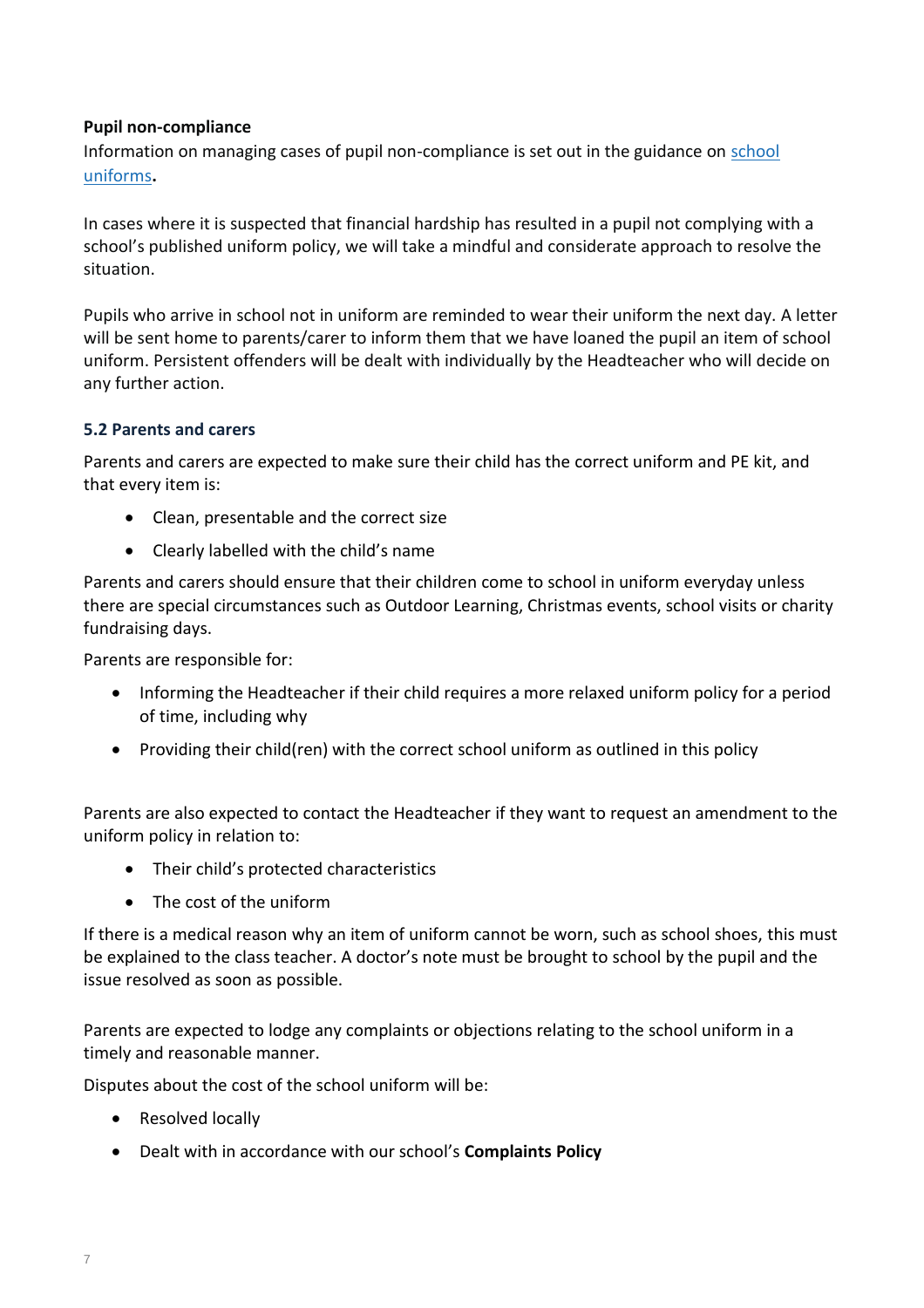**Pupil non-compliance**

Information on managing cases of pupil non-compliance is set out in the guidance on [school uniforms](#)**.**

In cases where it is suspected that financial hardship has resulted in a pupil not complying with a school's published uniform policy, we will take a mindful and considerate approach to resolve the situation.

Pupils who arrive in school not in uniform are reminded to wear their uniform the next day. A letter will be sent home to parents/carer to inform them that we have loaned the pupil an item of school uniform. Persistent offenders will be dealt with individually by the Headteacher who will decide on any further action.

### 5.2 Parents and carers

Parents and carers are expected to make sure their child has the correct uniform and PE kit, and that every item is:

- Clean, presentable and the correct size
- Clearly labelled with the child's name

Parents and carers should ensure that their children come to school in uniform everyday unless there are special circumstances such as Outdoor Learning, Christmas events, school visits or charity fundraising days.

Parents are responsible for:

- Informing the Headteacher if their child requires a more relaxed uniform policy for a period of time, including why
- Providing their child(ren) with the correct school uniform as outlined in this policy

Parents are also expected to contact the Headteacher if they want to request an amendment to the uniform policy in relation to:

- Their child's protected characteristics
- The cost of the uniform

If there is a medical reason why an item of uniform cannot be worn, such as school shoes, this must be explained to the class teacher. A doctor's note must be brought to school by the pupil and the issue resolved as soon as possible.

Parents are expected to lodge any complaints or objections relating to the school uniform in a timely and reasonable manner.

Disputes about the cost of the school uniform will be:

- Resolved locally
- Dealt with in accordance with our school's **Complaints Policy**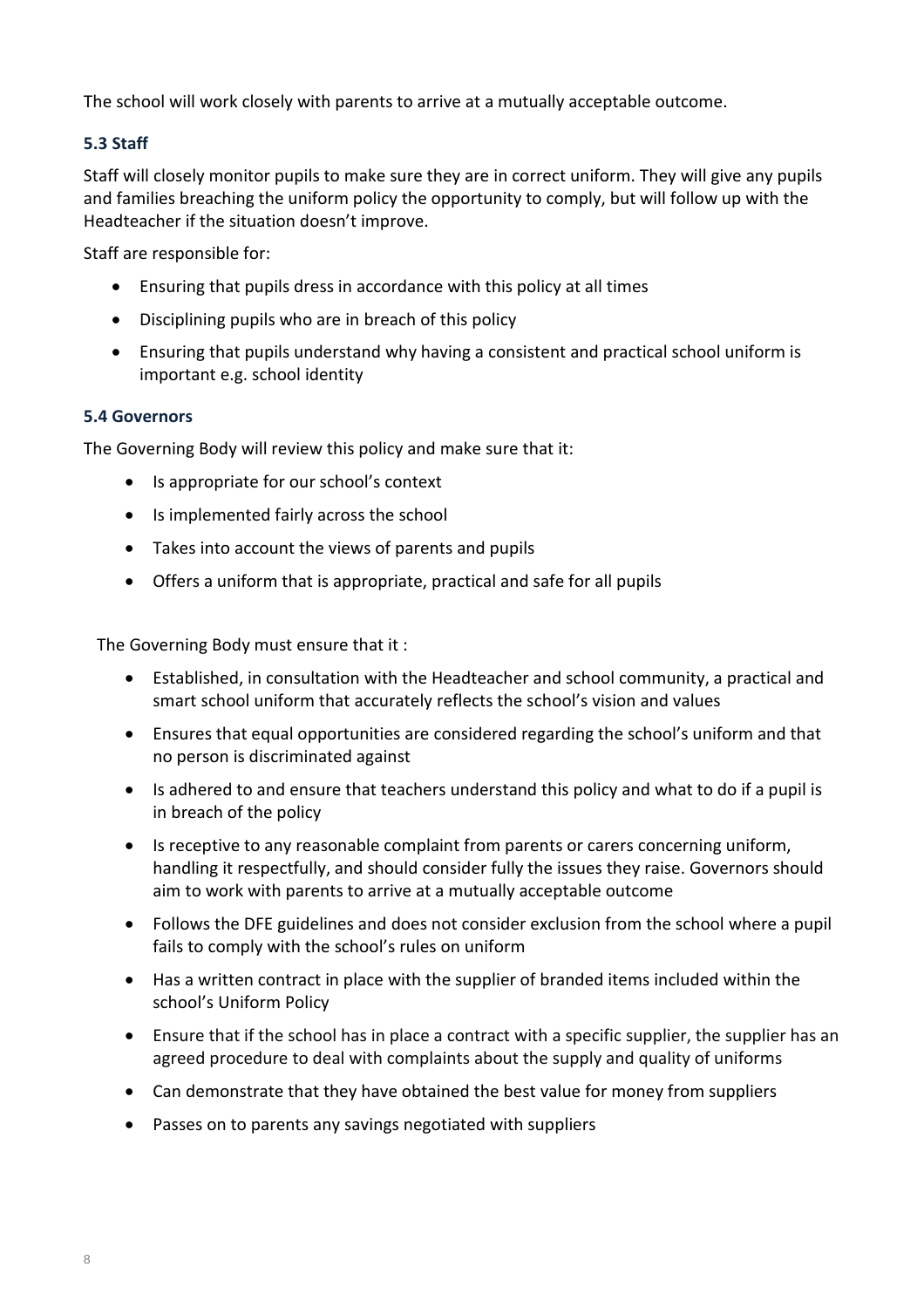The school will work closely with parents to arrive at a mutually acceptable outcome.

### 5.3 Staff

Staff will closely monitor pupils to make sure they are in correct uniform. They will give any pupils and families breaching the uniform policy the opportunity to comply, but will follow up with the Headteacher if the situation doesn't improve.

Staff are responsible for:

- Ensuring that pupils dress in accordance with this policy at all times
- Disciplining pupils who are in breach of this policy
- Ensuring that pupils understand why having a consistent and practical school uniform is important e.g. school identity

### 5.4 Governors

The Governing Body will review this policy and make sure that it:

- Is appropriate for our school's context
- Is implemented fairly across the school
- Takes into account the views of parents and pupils
- Offers a uniform that is appropriate, practical and safe for all pupils

The Governing Body must ensure that it :

- Established, in consultation with the Headteacher and school community, a practical and smart school uniform that accurately reflects the school's vision and values
- Ensures that equal opportunities are considered regarding the school's uniform and that no person is discriminated against
- Is adhered to and ensure that teachers understand this policy and what to do if a pupil is in breach of the policy
- Is receptive to any reasonable complaint from parents or carers concerning uniform, handling it respectfully, and should consider fully the issues they raise. Governors should aim to work with parents to arrive at a mutually acceptable outcome
- Follows the DFE guidelines and does not consider exclusion from the school where a pupil fails to comply with the school's rules on uniform
- Has a written contract in place with the supplier of branded items included within the school's Uniform Policy
- Ensure that if the school has in place a contract with a specific supplier, the supplier has an agreed procedure to deal with complaints about the supply and quality of uniforms
- Can demonstrate that they have obtained the best value for money from suppliers
- Passes on to parents any savings negotiated with suppliers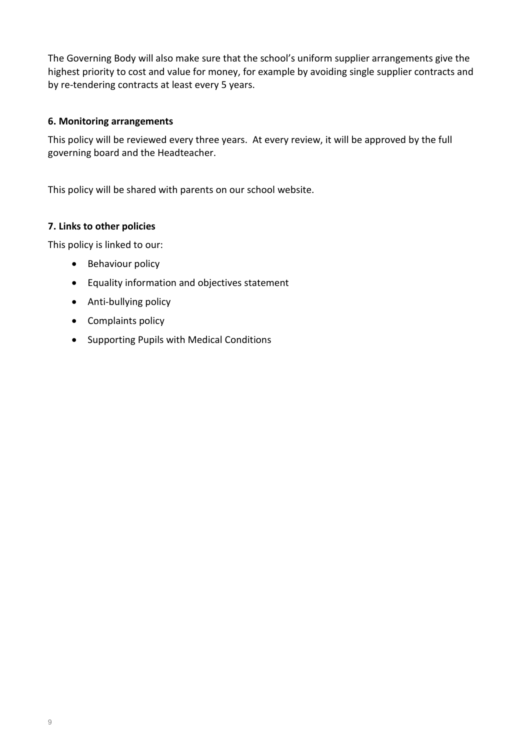The Governing Body will also make sure that the school's uniform supplier arrangements give the highest priority to cost and value for money, for example by avoiding single supplier contracts and by re-tendering contracts at least every 5 years.

**6. Monitoring arrangements**

This policy will be reviewed every three years. At every review, it will be approved by the full governing board and the Headteacher.

This policy will be shared with parents on our school website.

**7. Links to other policies**

This policy is linked to our:

- Behaviour policy
- Equality information and objectives statement
- Anti-bullying policy
- Complaints policy
- Supporting Pupils with Medical Conditions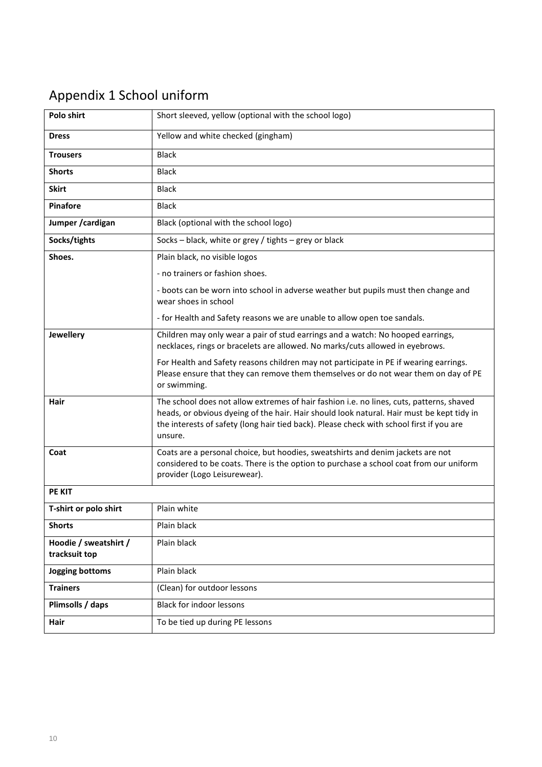# Appendix 1 School uniform

| | |
|---|---|
| **Polo shirt** | Short sleeved, yellow (optional with the school logo) |
| **Dress** | Yellow and white checked (gingham) |
| **Trousers** | Black |
| **Shorts** | Black |
| **Skirt** | Black |
| **Pinafore** | Black |
| **Jumper /cardigan** | Black (optional with the school logo) |
| **Socks/tights** | Socks – black, white or grey / tights – grey or black |
| **Shoes.** | Plain black, no visible logos<br>- no trainers or fashion shoes.<br>- boots can be worn into school in adverse weather but pupils must then change and wear shoes in school<br>- for Health and Safety reasons we are unable to allow open toe sandals. |
| **Jewellery** | Children may only wear a pair of stud earrings and a watch: No hooped earrings, necklaces, rings or bracelets are allowed. No marks/cuts allowed in eyebrows.<br>For Health and Safety reasons children may not participate in PE if wearing earrings. Please ensure that they can remove them themselves or do not wear them on day of PE or swimming. |
| **Hair** | The school does not allow extremes of hair fashion i.e. no lines, cuts, patterns, shaved heads, or obvious dyeing of the hair. Hair should look natural. Hair must be kept tidy in the interests of safety (long hair tied back). Please check with school first if you are unsure. |
| **Coat** | Coats are a personal choice, but hoodies, sweatshirts and denim jackets are not considered to be coats. There is the option to purchase a school coat from our uniform provider (Logo Leisurewear). |
| **PE KIT** | |
| **T-shirt or polo shirt** | Plain white |
| **Shorts** | Plain black |
| **Hoodie / sweatshirt / tracksuit top** | Plain black |
| **Jogging bottoms** | Plain black |
| **Trainers** | (Clean) for outdoor lessons |
| **Plimsolls / daps** | Black for indoor lessons |
| **Hair** | To be tied up during PE lessons |